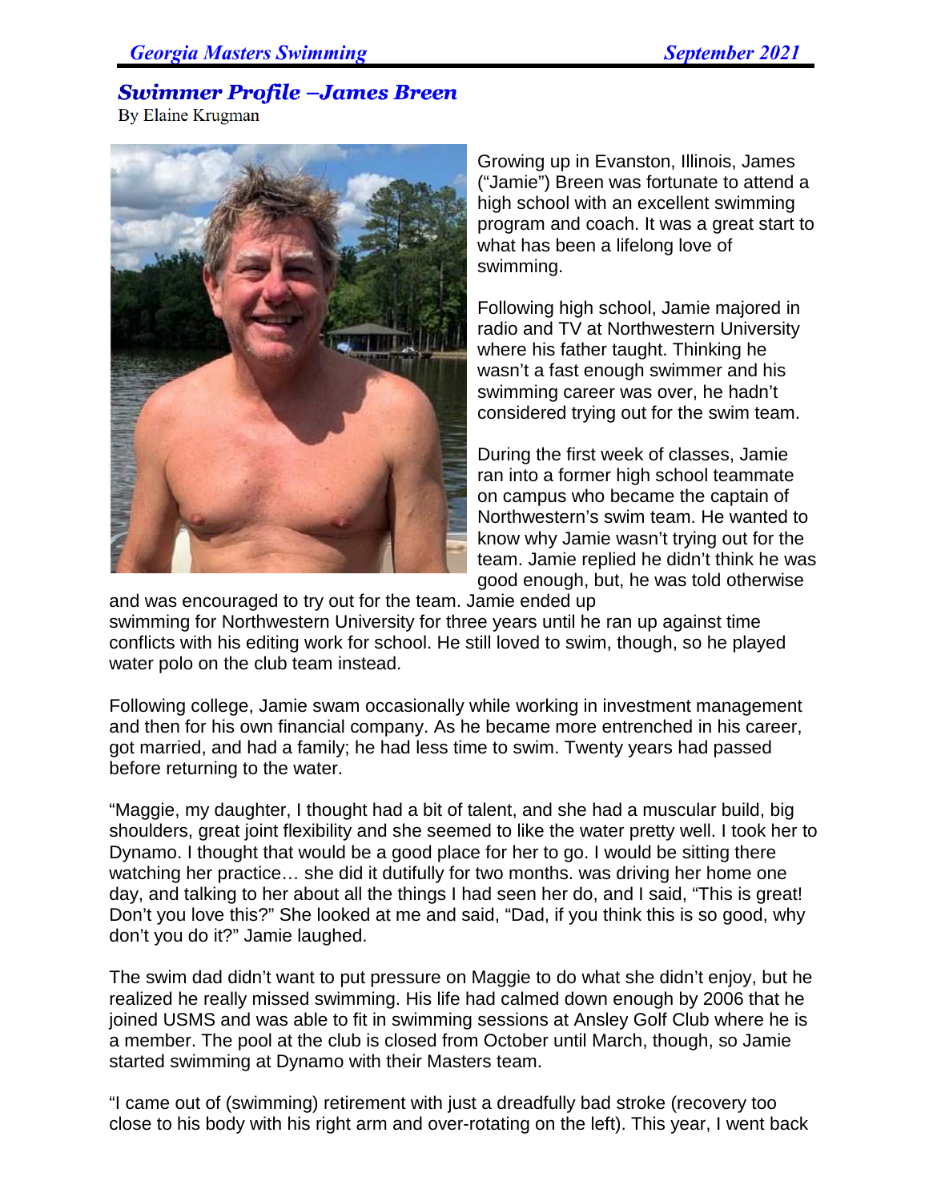## Swimmer Profile –James Breen

By Elaine Krugman

Growing up in Evanston, Illinois, James ("Jamie") Breen was fortunate to attend a high school with an excellent swimming program and coach. It was a great start to what has been a lifelong love of swimming.

Following high school, Jamie majored in radio and TV at Northwestern University where his father taught. Thinking he wasn't a fast enough swimmer and his swimming career was over, he hadn't considered trying out for the swim team.

During the first week of classes, Jamie ran into a former high school teammate on campus who became the captain of Northwestern's swim team. He wanted to know why Jamie wasn't trying out for the team. Jamie replied he didn't think he was good enough, but, he was told otherwise and was encouraged to try out for the team. Jamie ended up swimming for Northwestern University for three years until he ran up against time conflicts with his editing work for school. He still loved to swim, though, so he played water polo on the club team instead.

Following college, Jamie swam occasionally while working in investment management and then for his own financial company. As he became more entrenched in his career, got married, and had a family; he had less time to swim. Twenty years had passed before returning to the water.

"Maggie, my daughter, I thought had a bit of talent, and she had a muscular build, big shoulders, great joint flexibility and she seemed to like the water pretty well. I took her to Dynamo. I thought that would be a good place for her to go. I would be sitting there watching her practice… she did it dutifully for two months. was driving her home one day, and talking to her about all the things I had seen her do, and I said, "This is great! Don't you love this?" She looked at me and said, "Dad, if you think this is so good, why don't you do it?" Jamie laughed.

The swim dad didn't want to put pressure on Maggie to do what she didn't enjoy, but he realized he really missed swimming. His life had calmed down enough by 2006 that he joined USMS and was able to fit in swimming sessions at Ansley Golf Club where he is a member. The pool at the club is closed from October until March, though, so Jamie started swimming at Dynamo with their Masters team.

"I came out of (swimming) retirement with just a dreadfully bad stroke (recovery too close to his body with his right arm and over-rotating on the left). This year, I went back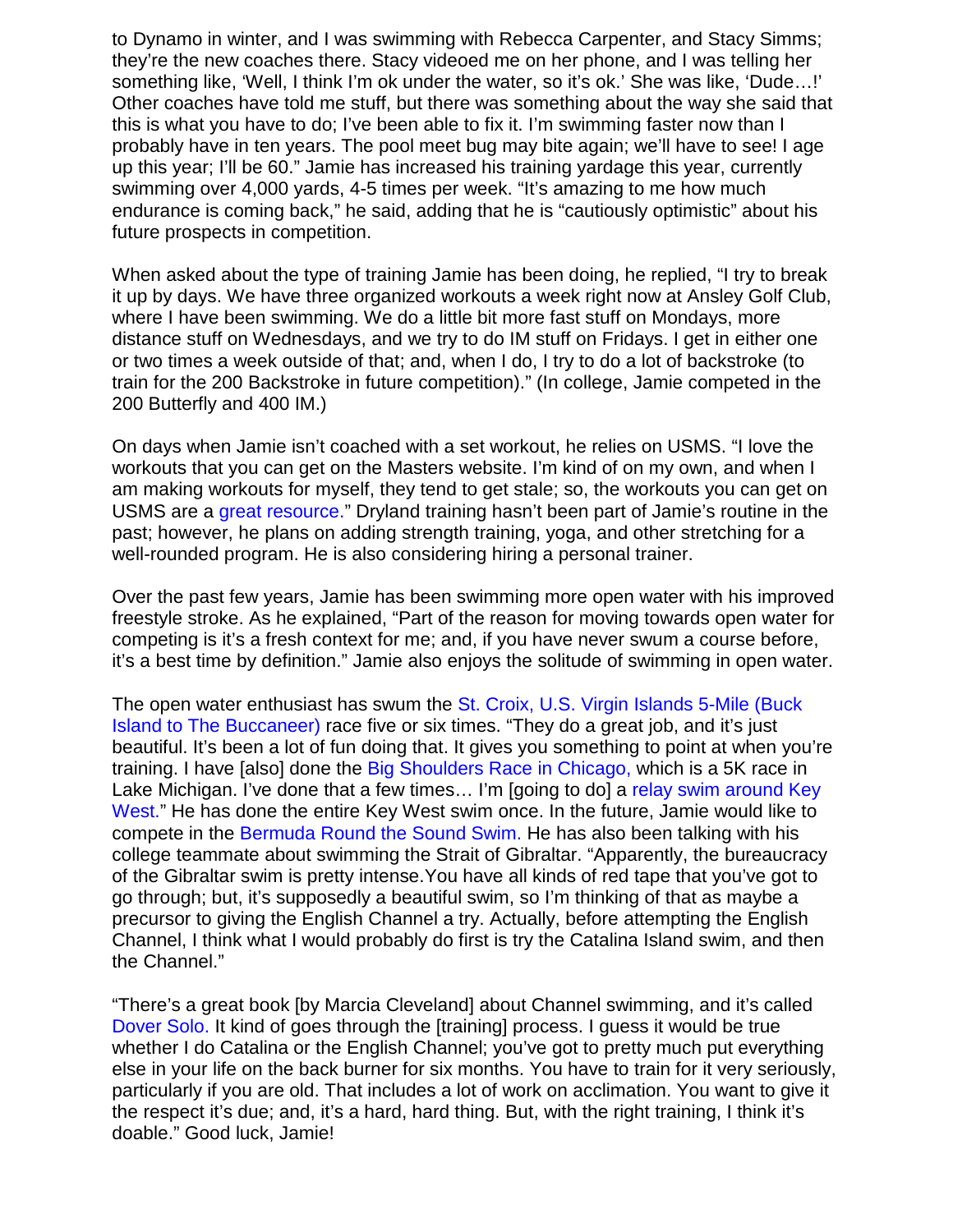to Dynamo in winter, and I was swimming with Rebecca Carpenter, and Stacy Simms; they're the new coaches there. Stacy videoed me on her phone, and I was telling her something like, 'Well, I think I'm ok under the water, so it's ok.' She was like, 'Dude…!' Other coaches have told me stuff, but there was something about the way she said that this is what you have to do; I've been able to fix it. I'm swimming faster now than I probably have in ten years. The pool meet bug may bite again; we'll have to see! I age up this year; I'll be 60." Jamie has increased his training yardage this year, currently swimming over 4,000 yards, 4-5 times per week. "It's amazing to me how much endurance is coming back," he said, adding that he is "cautiously optimistic" about his future prospects in competition.

When asked about the type of training Jamie has been doing, he replied, "I try to break it up by days. We have three organized workouts a week right now at Ansley Golf Club, where I have been swimming. We do a little bit more fast stuff on Mondays, more distance stuff on Wednesdays, and we try to do IM stuff on Fridays. I get in either one or two times a week outside of that; and, when I do, I try to do a lot of backstroke (to train for the 200 Backstroke in future competition)." (In college, Jamie competed in the 200 Butterfly and 400 IM.)

On days when Jamie isn't coached with a set workout, he relies on USMS. "I love the workouts that you can get on the Masters website. I'm kind of on my own, and when I am making workouts for myself, they tend to get stale; so, the workouts you can get on USMS are a great resource." Dryland training hasn't been part of Jamie's routine in the past; however, he plans on adding strength training, yoga, and other stretching for a well-rounded program. He is also considering hiring a personal trainer.

Over the past few years, Jamie has been swimming more open water with his improved freestyle stroke. As he explained, "Part of the reason for moving towards open water for competing is it's a fresh context for me; and, if you have never swum a course before, it's a best time by definition." Jamie also enjoys the solitude of swimming in open water.

The open water enthusiast has swum the St. Croix, U.S. Virgin Islands 5-Mile (Buck Island to The Buccaneer) race five or six times. "They do a great job, and it's just beautiful. It's been a lot of fun doing that. It gives you something to point at when you're training. I have [also] done the Big Shoulders Race in Chicago, which is a 5K race in Lake Michigan. I've done that a few times… I'm [going to do] a relay swim around Key West." He has done the entire Key West swim once. In the future, Jamie would like to compete in the Bermuda Round the Sound Swim. He has also been talking with his college teammate about swimming the Strait of Gibraltar. "Apparently, the bureaucracy of the Gibraltar swim is pretty intense.You have all kinds of red tape that you've got to go through; but, it's supposedly a beautiful swim, so I'm thinking of that as maybe a precursor to giving the English Channel a try. Actually, before attempting the English Channel, I think what I would probably do first is try the Catalina Island swim, and then the Channel."

"There's a great book [by Marcia Cleveland] about Channel swimming, and it's called Dover Solo. It kind of goes through the [training] process. I guess it would be true whether I do Catalina or the English Channel; you've got to pretty much put everything else in your life on the back burner for six months. You have to train for it very seriously, particularly if you are old. That includes a lot of work on acclimation. You want to give it the respect it's due; and, it's a hard, hard thing. But, with the right training, I think it's doable." Good luck, Jamie!